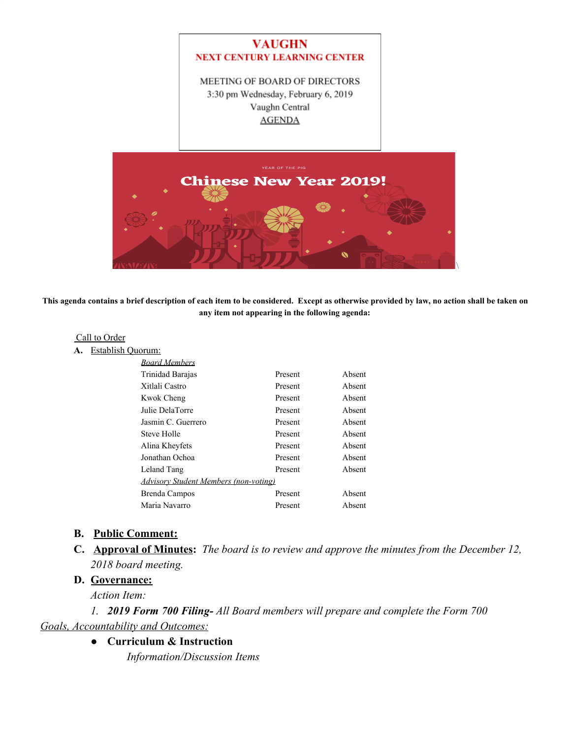# VAUGHN
## NEXT CENTURY LEARNING CENTER

MEETING OF BOARD OF DIRECTORS
3:30 pm Wednesday, February 6, 2019
Vaughn Central
AGENDA

**This agenda contains a brief description of each item to be considered. Except as otherwise provided by law, no action shall be taken on any item not appearing in the following agenda:**

Call to Order

**A.** Establish Quorum:

| *Board Members* | | |
|---|---|---|
| Trinidad Barajas | Present | Absent |
| Xitlali Castro | Present | Absent |
| Kwok Cheng | Present | Absent |
| Julie DelaTorre | Present | Absent |
| Jasmin C. Guerrero | Present | Absent |
| Steve Holle | Present | Absent |
| Alina Kheyfets | Present | Absent |
| Jonathan Ochoa | Present | Absent |
| Leland Tang | Present | Absent |
| *Advisory Student Members (non-voting)* | | |
| Brenda Campos | Present | Absent |
| Maria Navarro | Present | Absent |

**B. Public Comment:**

**C. Approval of Minutes:** *The board is to review and approve the minutes from the December 12, 2018 board meeting.*

**D. Governance:**

*Action Item:*

1. ***2019 Form 700 Filing-*** *All Board members will prepare and complete the Form 700*

*Goals, Accountability and Outcomes:*

- **Curriculum & Instruction**

  *Information/Discussion Items*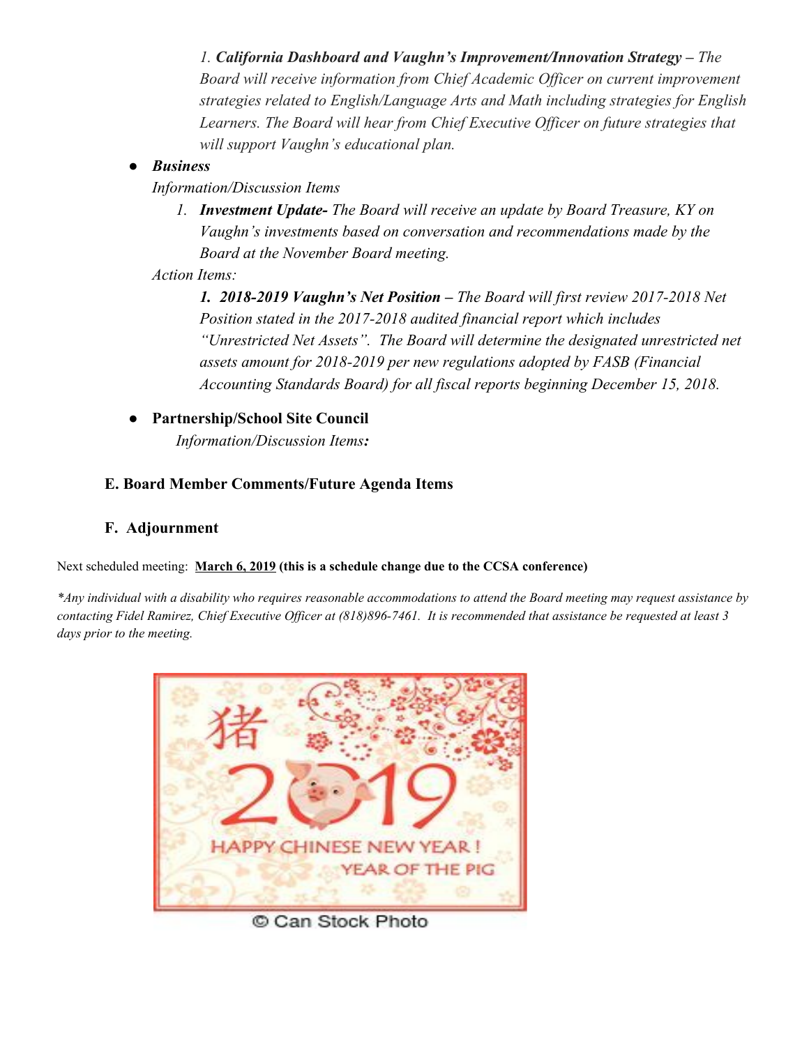1. ***California Dashboard and Vaughn's Improvement/Innovation Strategy** – The Board will receive information from Chief Academic Officer on current improvement strategies related to English/Language Arts and Math including strategies for English Learners. The Board will hear from Chief Executive Officer on future strategies that will support Vaughn's educational plan.*

- ***Business***

  *Information/Discussion Items*

  1. ***Investment Update-** The Board will receive an update by Board Treasure, KY on Vaughn's investments based on conversation and recommendations made by the Board at the November Board meeting.*

  *Action Items:*

  1. ***2018-2019 Vaughn's Net Position** – The Board will first review 2017-2018 Net Position stated in the 2017-2018 audited financial report which includes "Unrestricted Net Assets". The Board will determine the designated unrestricted net assets amount for 2018-2019 per new regulations adopted by FASB (Financial Accounting Standards Board) for all fiscal reports beginning December 15, 2018.*

- **Partnership/School Site Council**

  *Information/Discussion Items:*

## E. Board Member Comments/Future Agenda Items

## F. Adjournment

Next scheduled meeting: **March 6, 2019 (this is a schedule change due to the CCSA conference)**

*\*Any individual with a disability who requires reasonable accommodations to attend the Board meeting may request assistance by contacting Fidel Ramirez, Chief Executive Officer at (818)896-7461. It is recommended that assistance be requested at least 3 days prior to the meeting.*

猪

2019

HAPPY CHINESE NEW YEAR!

YEAR OF THE PIG

© Can Stock Photo